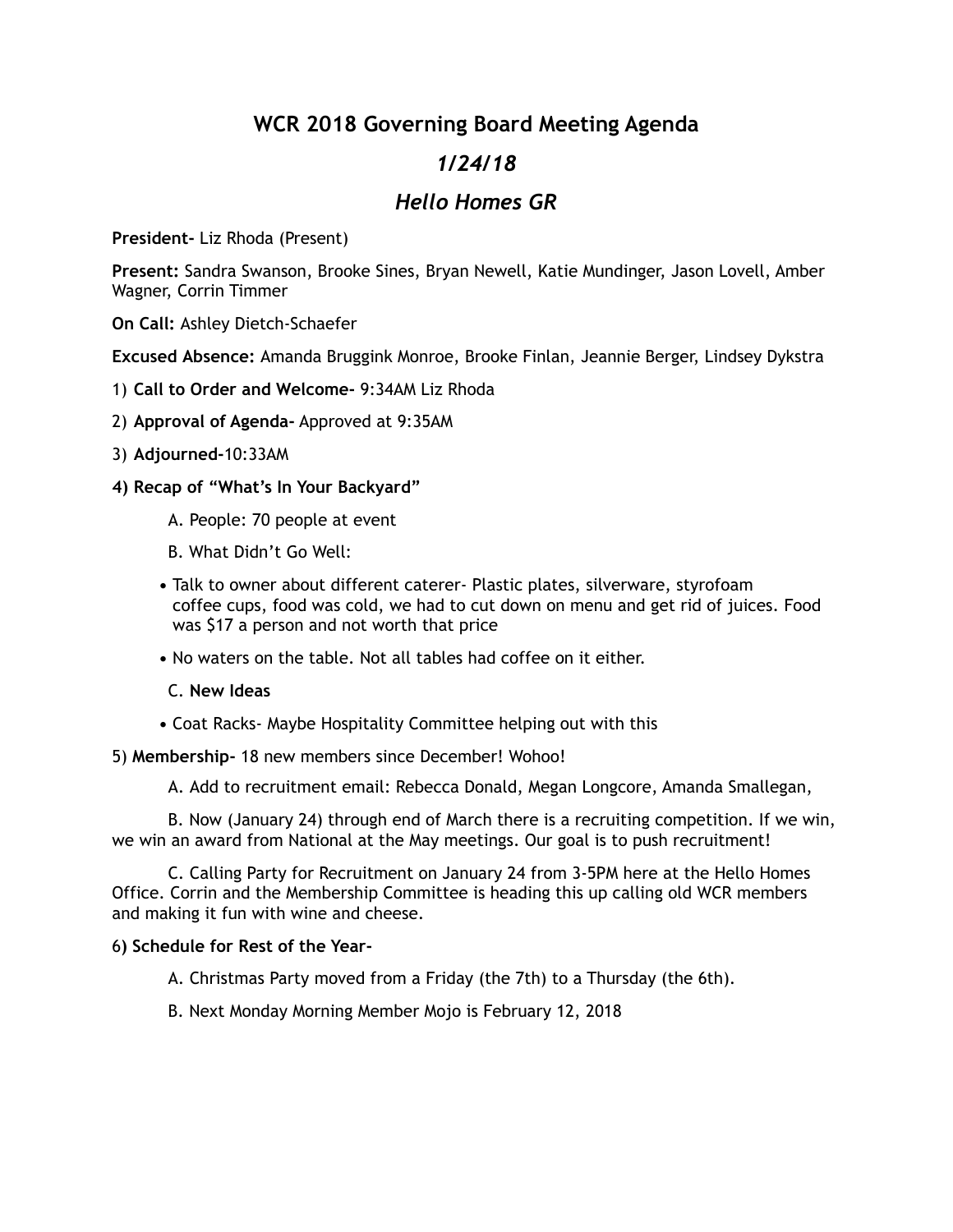# WCR 2018 Governing Board Meeting Agenda

## *1/24/18*

## *Hello Homes GR*

**President-** Liz Rhoda (Present)

**Present:** Sandra Swanson, Brooke Sines, Bryan Newell, Katie Mundinger, Jason Lovell, Amber Wagner, Corrin Timmer

**On Call:** Ashley Dietch-Schaefer

**Excused Absence:** Amanda Bruggink Monroe, Brooke Finlan, Jeannie Berger, Lindsey Dykstra

1) **Call to Order and Welcome-** 9:34AM Liz Rhoda

2) **Approval of Agenda-** Approved at 9:35AM

3) **Adjourned-**10:33AM

**4) Recap of "What's In Your Backyard"**

A. People: 70 people at event

B. What Didn't Go Well:

- Talk to owner about different caterer- Plastic plates, silverware, styrofoam coffee cups, food was cold, we had to cut down on menu and get rid of juices. Food was $17 a person and not worth that price
- No waters on the table. Not all tables had coffee on it either.

C. **New Ideas**

- Coat Racks- Maybe Hospitality Committee helping out with this

5) **Membership-** 18 new members since December! Wohoo!

A. Add to recruitment email: Rebecca Donald, Megan Longcore, Amanda Smallegan,

B. Now (January 24) through end of March there is a recruiting competition. If we win, we win an award from National at the May meetings. Our goal is to push recruitment!

C. Calling Party for Recruitment on January 24 from 3-5PM here at the Hello Homes Office. Corrin and the Membership Committee is heading this up calling old WCR members and making it fun with wine and cheese.

6) **Schedule for Rest of the Year-**

A. Christmas Party moved from a Friday (the 7th) to a Thursday (the 6th).

B. Next Monday Morning Member Mojo is February 12, 2018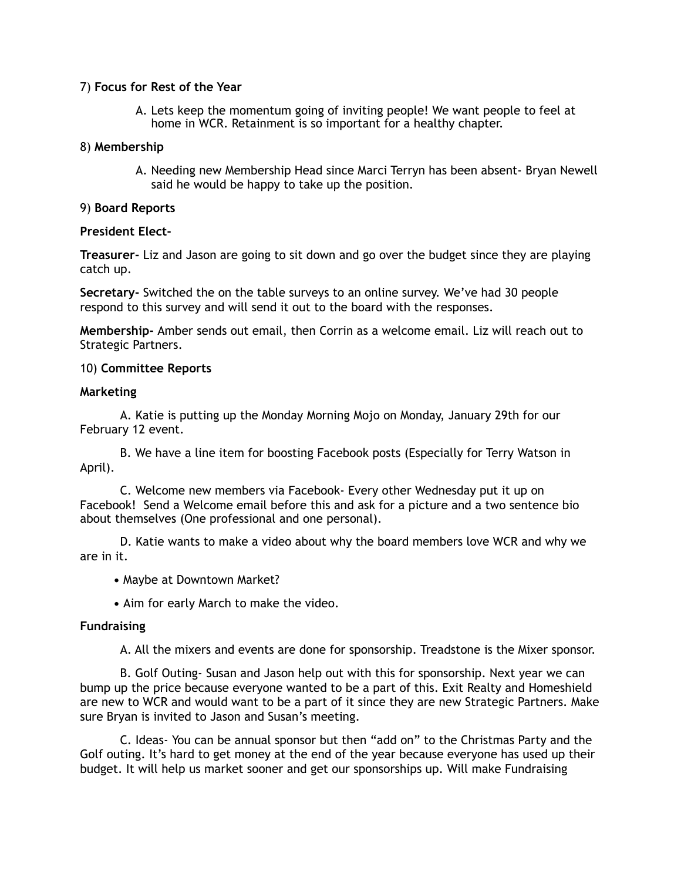7) **Focus for Rest of the Year**

A. Lets keep the momentum going of inviting people! We want people to feel at home in WCR. Retainment is so important for a healthy chapter.

8) **Membership**

A. Needing new Membership Head since Marci Terryn has been absent- Bryan Newell said he would be happy to take up the position.

9) **Board Reports**

**President Elect-**

**Treasurer-** Liz and Jason are going to sit down and go over the budget since they are playing catch up.

**Secretary-** Switched the on the table surveys to an online survey. We've had 30 people respond to this survey and will send it out to the board with the responses.

**Membership-** Amber sends out email, then Corrin as a welcome email. Liz will reach out to Strategic Partners.

10) **Committee Reports**

**Marketing**

A. Katie is putting up the Monday Morning Mojo on Monday, January 29th for our February 12 event.

B. We have a line item for boosting Facebook posts (Especially for Terry Watson in April).

C. Welcome new members via Facebook- Every other Wednesday put it up on Facebook! Send a Welcome email before this and ask for a picture and a two sentence bio about themselves (One professional and one personal).

D. Katie wants to make a video about why the board members love WCR and why we are in it.

- Maybe at Downtown Market?
- Aim for early March to make the video.

**Fundraising**

A. All the mixers and events are done for sponsorship. Treadstone is the Mixer sponsor.

B. Golf Outing- Susan and Jason help out with this for sponsorship. Next year we can bump up the price because everyone wanted to be a part of this. Exit Realty and Homeshield are new to WCR and would want to be a part of it since they are new Strategic Partners. Make sure Bryan is invited to Jason and Susan's meeting.

C. Ideas- You can be annual sponsor but then "add on" to the Christmas Party and the Golf outing. It's hard to get money at the end of the year because everyone has used up their budget. It will help us market sooner and get our sponsorships up. Will make Fundraising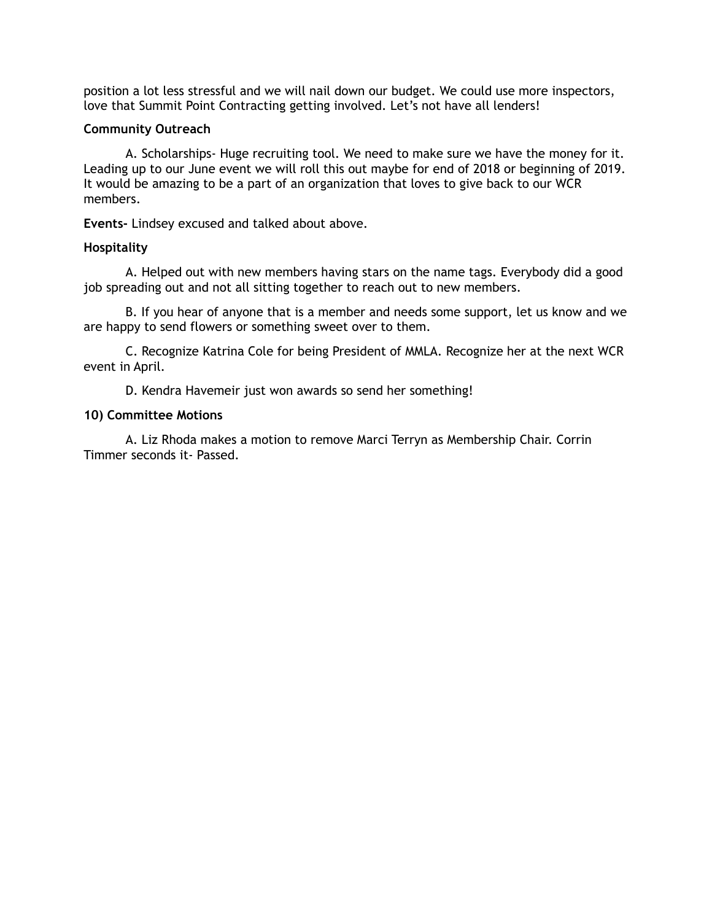position a lot less stressful and we will nail down our budget. We could use more inspectors, love that Summit Point Contracting getting involved. Let's not have all lenders!

**Community Outreach**

A. Scholarships- Huge recruiting tool. We need to make sure we have the money for it. Leading up to our June event we will roll this out maybe for end of 2018 or beginning of 2019. It would be amazing to be a part of an organization that loves to give back to our WCR members.

**Events-** Lindsey excused and talked about above.

**Hospitality**

A. Helped out with new members having stars on the name tags. Everybody did a good job spreading out and not all sitting together to reach out to new members.

B. If you hear of anyone that is a member and needs some support, let us know and we are happy to send flowers or something sweet over to them.

C. Recognize Katrina Cole for being President of MMLA. Recognize her at the next WCR event in April.

D. Kendra Havemeir just won awards so send her something!

**10) Committee Motions**

A. Liz Rhoda makes a motion to remove Marci Terryn as Membership Chair. Corrin Timmer seconds it- Passed.